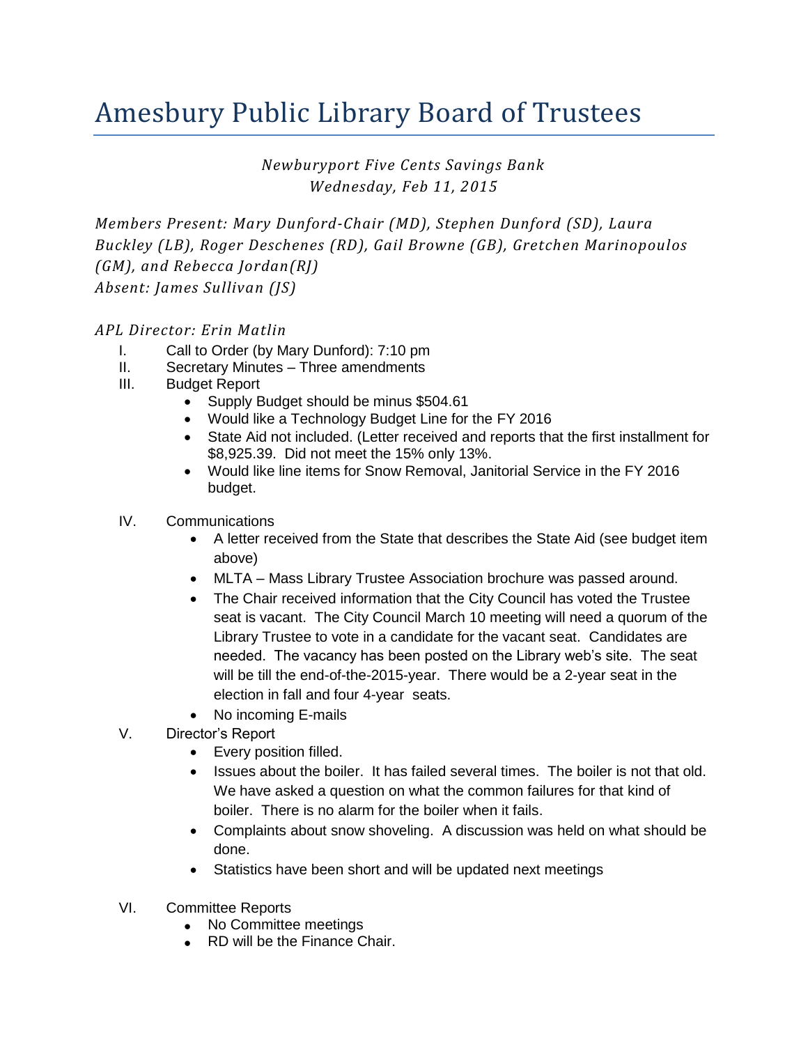# Amesbury Public Library Board of Trustees

*Newburyport Five Cents Savings Bank*
*Wednesday, Feb 11, 2015*

*Members Present: Mary Dunford-Chair (MD), Stephen Dunford (SD), Laura Buckley (LB), Roger Deschenes (RD), Gail Browne (GB), Gretchen Marinopoulos (GM), and Rebecca Jordan(RJ)*
*Absent: James Sullivan (JS)*

*APL Director: Erin Matlin*

I. Call to Order (by Mary Dunford): 7:10 pm

II. Secretary Minutes – Three amendments

III. Budget Report
- Supply Budget should be minus $504.61
- Would like a Technology Budget Line for the FY 2016
- State Aid not included. (Letter received and reports that the first installment for $8,925.39. Did not meet the 15% only 13%.
- Would like line items for Snow Removal, Janitorial Service in the FY 2016 budget.

IV. Communications
- A letter received from the State that describes the State Aid (see budget item above)
- MLTA – Mass Library Trustee Association brochure was passed around.
- The Chair received information that the City Council has voted the Trustee seat is vacant. The City Council March 10 meeting will need a quorum of the Library Trustee to vote in a candidate for the vacant seat. Candidates are needed. The vacancy has been posted on the Library web's site. The seat will be till the end-of-the-2015-year. There would be a 2-year seat in the election in fall and four 4-year seats.
- No incoming E-mails

V. Director's Report
- Every position filled.
- Issues about the boiler. It has failed several times. The boiler is not that old. We have asked a question on what the common failures for that kind of boiler. There is no alarm for the boiler when it fails.
- Complaints about snow shoveling. A discussion was held on what should be done.
- Statistics have been short and will be updated next meetings

VI. Committee Reports
- No Committee meetings
- RD will be the Finance Chair.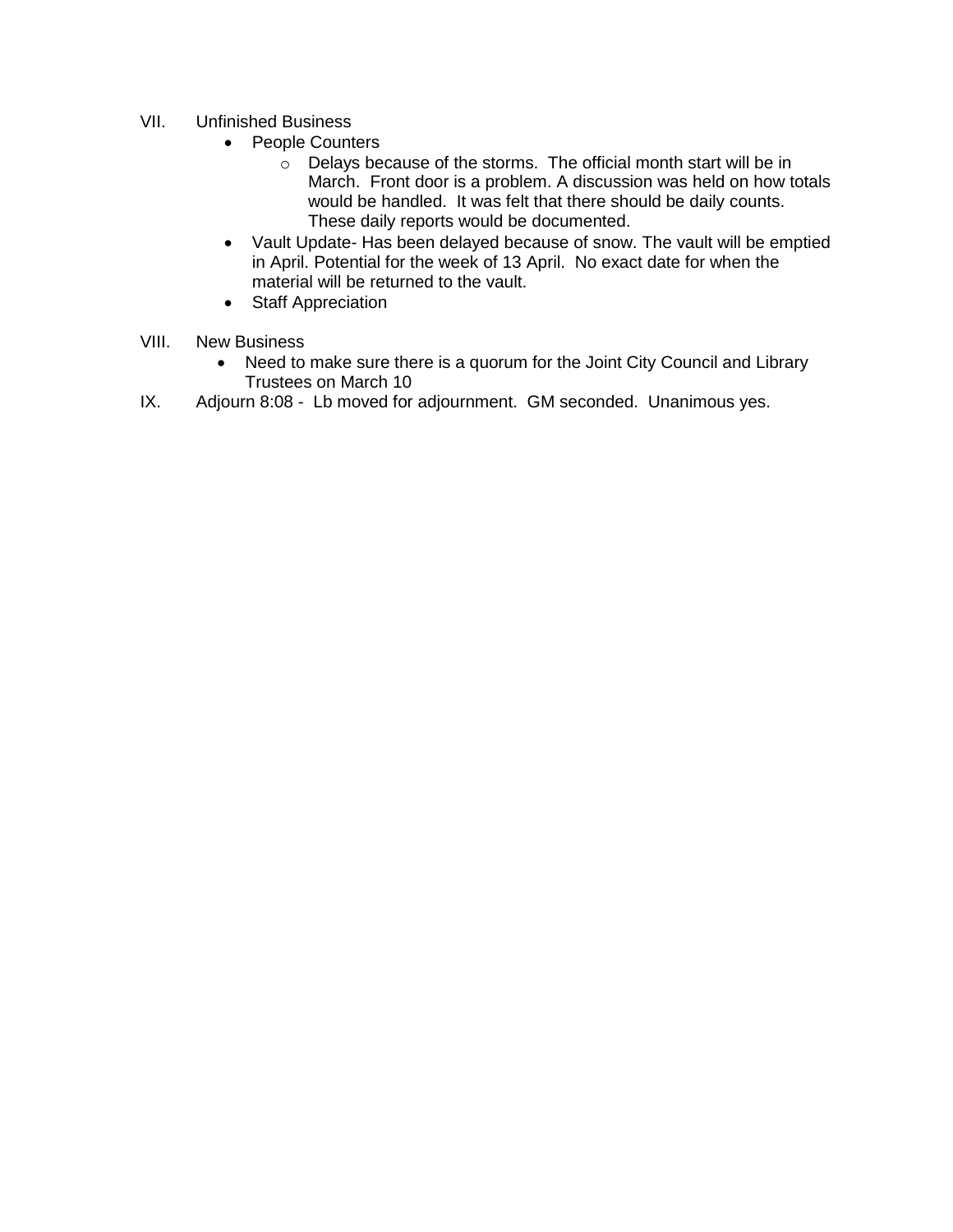VII. Unfinished Business

- People Counters
  - Delays because of the storms. The official month start will be in March. Front door is a problem. A discussion was held on how totals would be handled. It was felt that there should be daily counts. These daily reports would be documented.
- Vault Update- Has been delayed because of snow. The vault will be emptied in April. Potential for the week of 13 April. No exact date for when the material will be returned to the vault.
- Staff Appreciation

VIII. New Business

- Need to make sure there is a quorum for the Joint City Council and Library Trustees on March 10

IX. Adjourn 8:08 - Lb moved for adjournment. GM seconded. Unanimous yes.